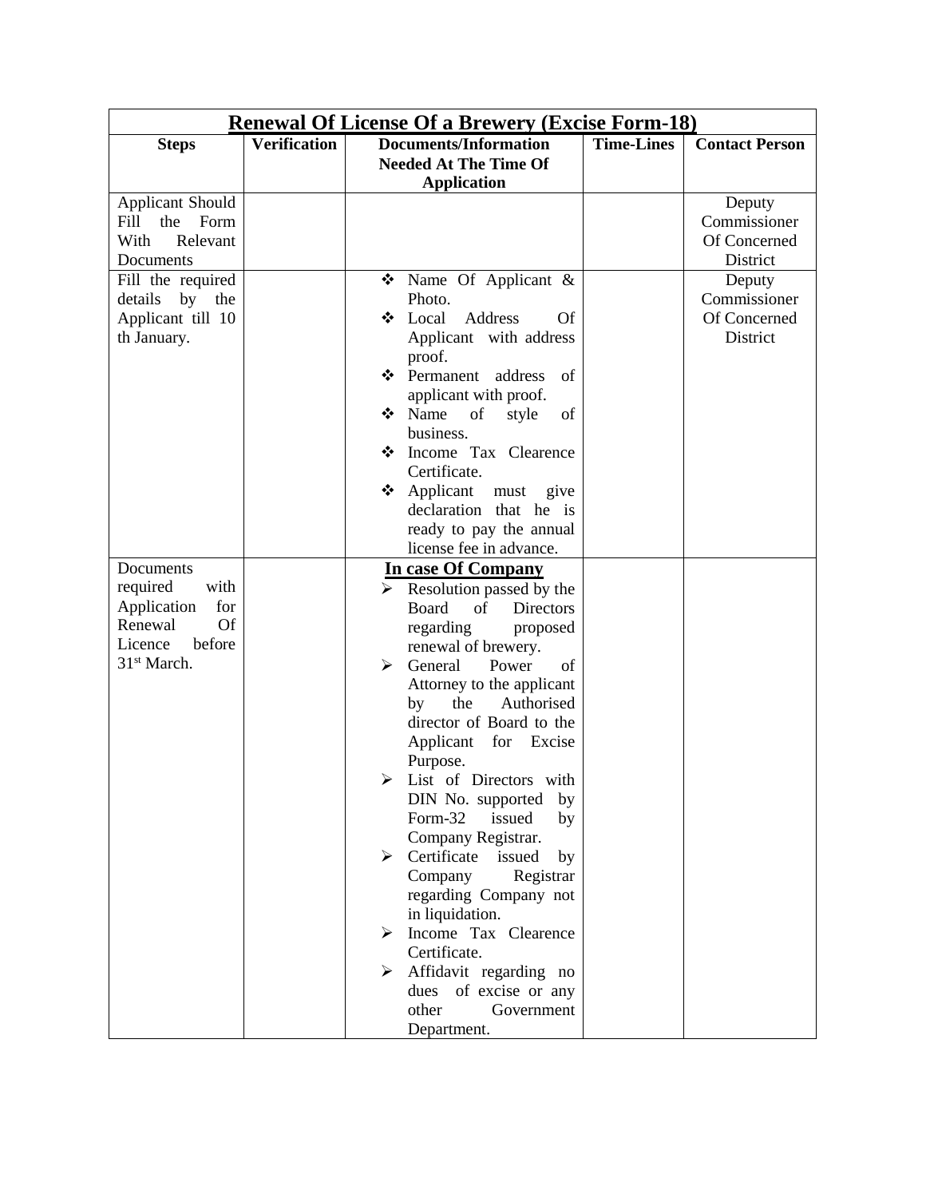| **Renewal Of License Of a Brewery (Excise Form-18)** | | | | |
|---|---|---|---|---|
| **Steps** | **Verification** | **Documents/Information Needed At The Time Of Application** | **Time-Lines** | **Contact Person** |
| Applicant Should Fill the Form With Relevant Documents | | | | Deputy Commissioner Of Concerned District |
| Fill the required details by the Applicant till 10 th January. | | ❖ Name Of Applicant & Photo.<br>❖ Local Address Of Applicant with address proof.<br>❖ Permanent address of applicant with proof.<br>❖ Name of style of business.<br>❖ Income Tax Clearence Certificate.<br>❖ Applicant must give declaration that he is ready to pay the annual license fee in advance. | | Deputy Commissioner Of Concerned District |
| Documents required with Application for Renewal Of Licence before 31st March. | | **In case Of Company**<br>➢ Resolution passed by the Board of Directors regarding proposed renewal of brewery.<br>➢ General Power of Attorney to the applicant by the Authorised director of Board to the Applicant for Excise Purpose.<br>➢ List of Directors with DIN No. supported by Form-32 issued by Company Registrar.<br>➢ Certificate issued by Company Registrar regarding Company not in liquidation.<br>➢ Income Tax Clearence Certificate.<br>➢ Affidavit regarding no dues of excise or any other Government Department. | | |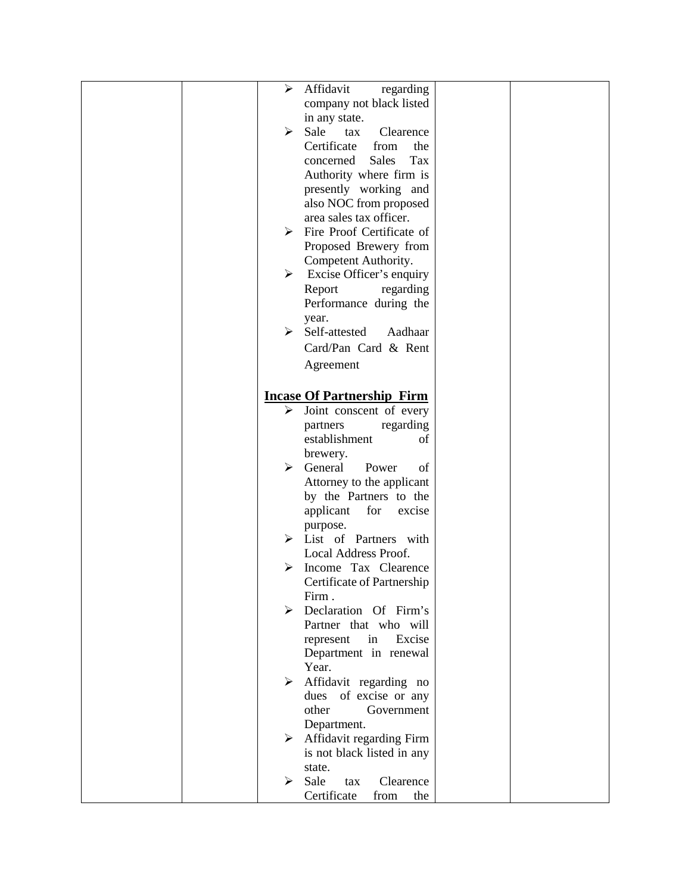|  |  | ➢ Affidavit regarding company not black listed in any state.<br>➢ Sale tax Clearence Certificate from the concerned Sales Tax Authority where firm is presently working and also NOC from proposed area sales tax officer.<br>➢ Fire Proof Certificate of Proposed Brewery from Competent Authority.<br>➢ Excise Officer's enquiry Report regarding Performance during the year.<br>➢ Self-attested Aadhaar Card/Pan Card & Rent Agreement<br><br>**<u>Incase Of Partnership Firm</u>**<br>➢ Joint conscent of every partners regarding establishment of brewery.<br>➢ General Power of Attorney to the applicant by the Partners to the applicant for excise purpose.<br>➢ List of Partners with Local Address Proof.<br>➢ Income Tax Clearence Certificate of Partnership Firm .<br>➢ Declaration Of Firm's Partner that who will represent in Excise Department in renewal Year.<br>➢ Affidavit regarding no dues of excise or any other Government Department.<br>➢ Affidavit regarding Firm is not black listed in any state.<br>➢ Sale tax Clearence Certificate from the |  |  |
|---|---|---|---|---|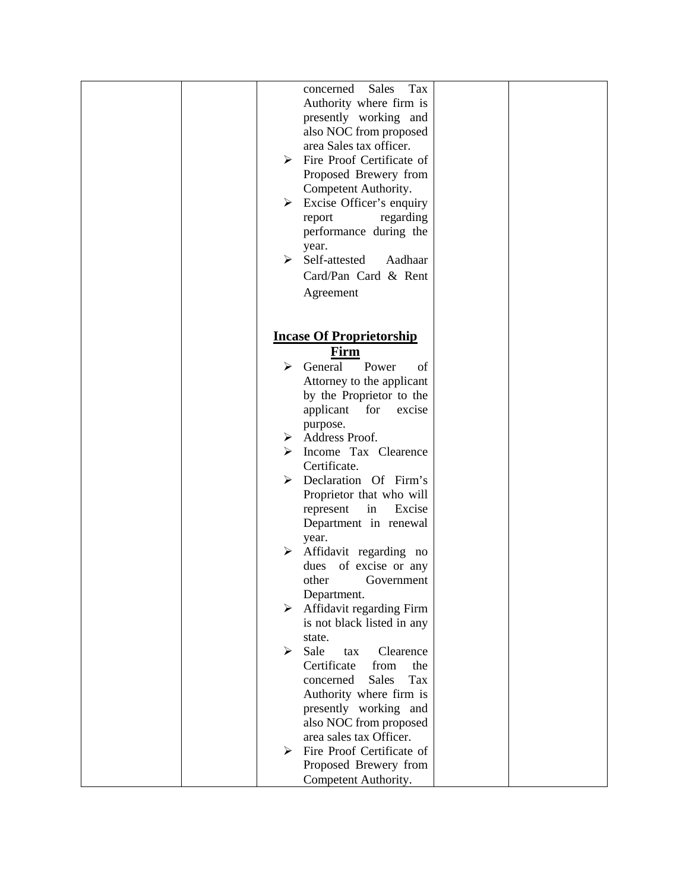|  |  | concerned Sales Tax Authority where firm is presently working and also NOC from proposed area Sales tax officer.<br>➤ Fire Proof Certificate of Proposed Brewery from Competent Authority.<br>➤ Excise Officer's enquiry report regarding performance during the year.<br>➤ Self-attested Aadhaar Card/Pan Card & Rent Agreement<br><br>**<u>Incase Of Proprietorship Firm</u>**<br>➤ General Power of Attorney to the applicant by the Proprietor to the applicant for excise purpose.<br>➤ Address Proof.<br>➤ Income Tax Clearence Certificate.<br>➤ Declaration Of Firm's Proprietor that who will represent in Excise Department in renewal year.<br>➤ Affidavit regarding no dues of excise or any other Government Department.<br>➤ Affidavit regarding Firm is not black listed in any state.<br>➤ Sale tax Clearence Certificate from the concerned Sales Tax Authority where firm is presently working and also NOC from proposed area sales tax Officer.<br>➤ Fire Proof Certificate of Proposed Brewery from Competent Authority. |  |  |
|---|---|---|---|---|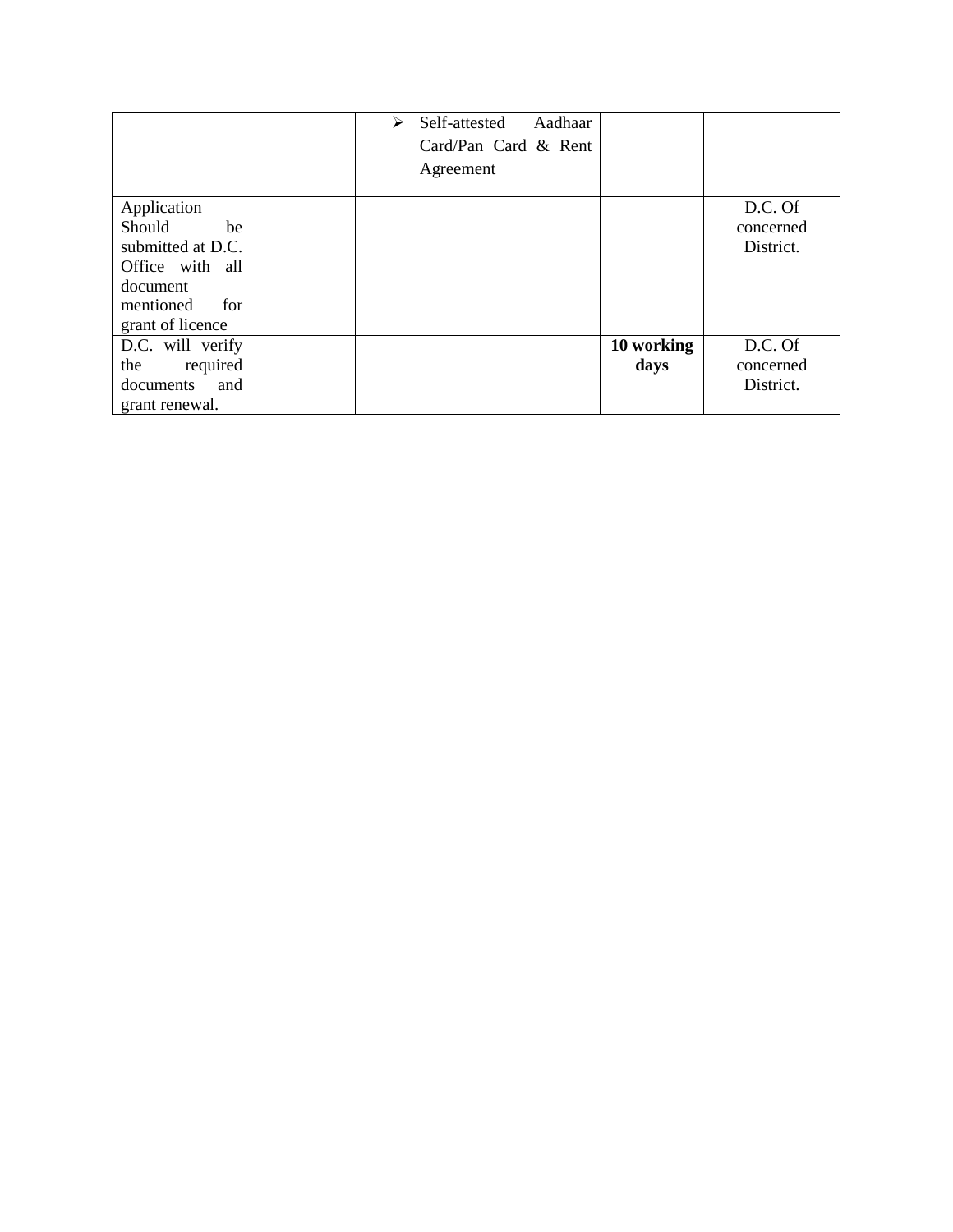| | | | | |
|---|---|---|---|---|
| | | ➢ Self-attested Aadhaar Card/Pan Card & Rent Agreement | | |
| Application Should be submitted at D.C. Office with all document mentioned for grant of licence | | | | D.C. Of concerned District. |
| D.C. will verify the required documents and grant renewal. | | | **10 working days** | D.C. Of concerned District. |